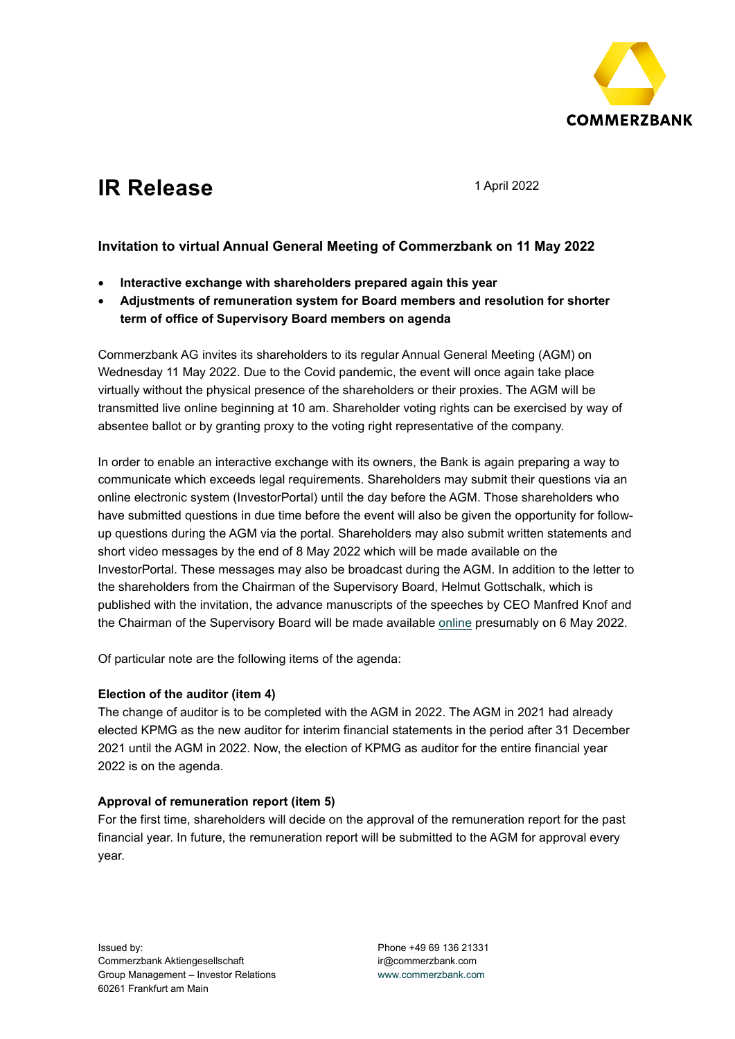# IR Release

1 April 2022

### Invitation to virtual Annual General Meeting of Commerzbank on 11 May 2022

- **Interactive exchange with shareholders prepared again this year**
- **Adjustments of remuneration system for Board members and resolution for shorter term of office of Supervisory Board members on agenda**

Commerzbank AG invites its shareholders to its regular Annual General Meeting (AGM) on Wednesday 11 May 2022. Due to the Covid pandemic, the event will once again take place virtually without the physical presence of the shareholders or their proxies. The AGM will be transmitted live online beginning at 10 am. Shareholder voting rights can be exercised by way of absentee ballot or by granting proxy to the voting right representative of the company.

In order to enable an interactive exchange with its owners, the Bank is again preparing a way to communicate which exceeds legal requirements. Shareholders may submit their questions via an online electronic system (InvestorPortal) until the day before the AGM. Those shareholders who have submitted questions in due time before the event will also be given the opportunity for follow-up questions during the AGM via the portal. Shareholders may also submit written statements and short video messages by the end of 8 May 2022 which will be made available on the InvestorPortal. These messages may also be broadcast during the AGM. In addition to the letter to the shareholders from the Chairman of the Supervisory Board, Helmut Gottschalk, which is published with the invitation, the advance manuscripts of the speeches by CEO Manfred Knof and the Chairman of the Supervisory Board will be made available online presumably on 6 May 2022.

Of particular note are the following items of the agenda:

**Election of the auditor (item 4)**
The change of auditor is to be completed with the AGM in 2022. The AGM in 2021 had already elected KPMG as the new auditor for interim financial statements in the period after 31 December 2021 until the AGM in 2022. Now, the election of KPMG as auditor for the entire financial year 2022 is on the agenda.

**Approval of remuneration report (item 5)**
For the first time, shareholders will decide on the approval of the remuneration report for the past financial year. In future, the remuneration report will be submitted to the AGM for approval every year.

Issued by:
Commerzbank Aktiengesellschaft
Group Management – Investor Relations
60261 Frankfurt am Main

Phone +49 69 136 21331
ir@commerzbank.com
www.commerzbank.com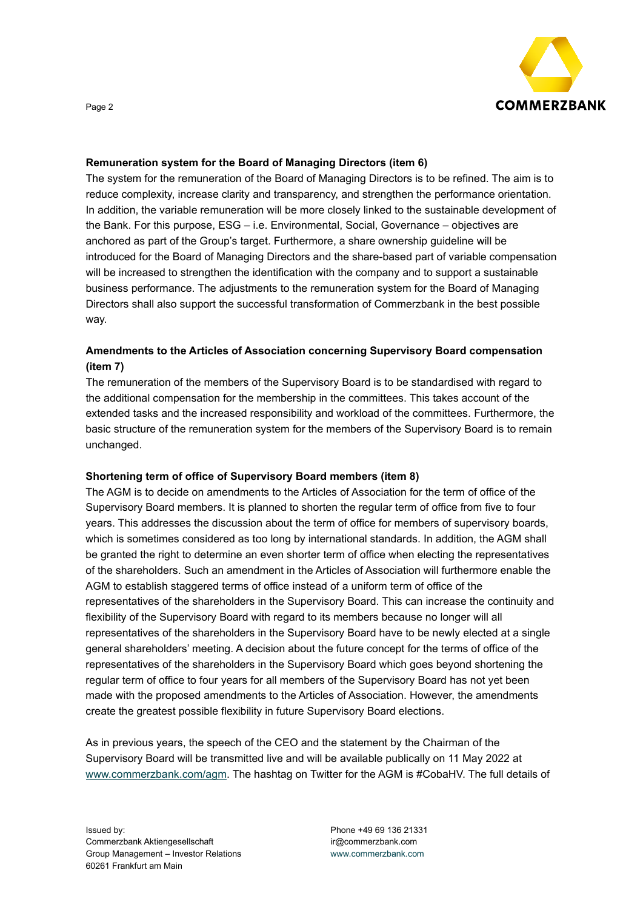**Remuneration system for the Board of Managing Directors (item 6)**

The system for the remuneration of the Board of Managing Directors is to be refined. The aim is to reduce complexity, increase clarity and transparency, and strengthen the performance orientation. In addition, the variable remuneration will be more closely linked to the sustainable development of the Bank. For this purpose, ESG – i.e. Environmental, Social, Governance – objectives are anchored as part of the Group's target. Furthermore, a share ownership guideline will be introduced for the Board of Managing Directors and the share-based part of variable compensation will be increased to strengthen the identification with the company and to support a sustainable business performance. The adjustments to the remuneration system for the Board of Managing Directors shall also support the successful transformation of Commerzbank in the best possible way.

**Amendments to the Articles of Association concerning Supervisory Board compensation (item 7)**

The remuneration of the members of the Supervisory Board is to be standardised with regard to the additional compensation for the membership in the committees. This takes account of the extended tasks and the increased responsibility and workload of the committees. Furthermore, the basic structure of the remuneration system for the members of the Supervisory Board is to remain unchanged.

**Shortening term of office of Supervisory Board members (item 8)**

The AGM is to decide on amendments to the Articles of Association for the term of office of the Supervisory Board members. It is planned to shorten the regular term of office from five to four years. This addresses the discussion about the term of office for members of supervisory boards, which is sometimes considered as too long by international standards. In addition, the AGM shall be granted the right to determine an even shorter term of office when electing the representatives of the shareholders. Such an amendment in the Articles of Association will furthermore enable the AGM to establish staggered terms of office instead of a uniform term of office of the representatives of the shareholders in the Supervisory Board. This can increase the continuity and flexibility of the Supervisory Board with regard to its members because no longer will all representatives of the shareholders in the Supervisory Board have to be newly elected at a single general shareholders' meeting. A decision about the future concept for the terms of office of the representatives of the shareholders in the Supervisory Board which goes beyond shortening the regular term of office to four years for all members of the Supervisory Board has not yet been made with the proposed amendments to the Articles of Association. However, the amendments create the greatest possible flexibility in future Supervisory Board elections.

As in previous years, the speech of the CEO and the statement by the Chairman of the Supervisory Board will be transmitted live and will be available publically on 11 May 2022 at www.commerzbank.com/agm. The hashtag on Twitter for the AGM is #CobaHV. The full details of

Issued by:
Commerzbank Aktiengesellschaft
Group Management – Investor Relations
60261 Frankfurt am Main

Phone +49 69 136 21331
ir@commerzbank.com
www.commerzbank.com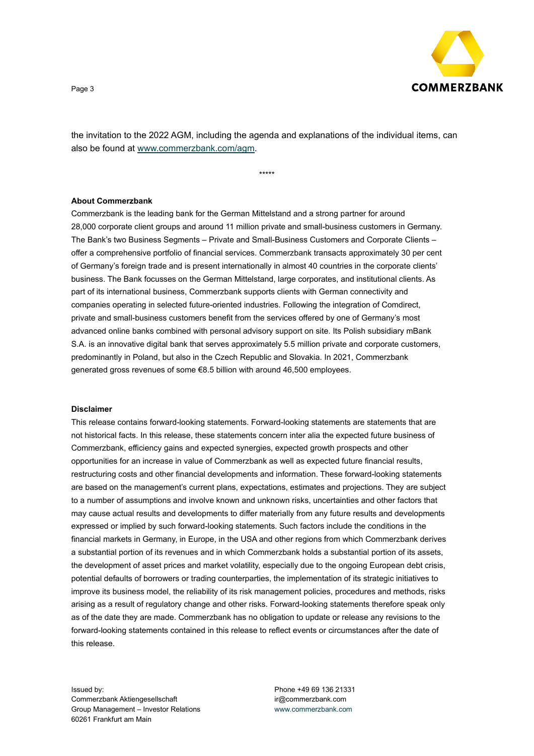the invitation to the 2022 AGM, including the agenda and explanations of the individual items, can also be found at www.commerzbank.com/agm.

*****

**About Commerzbank**

Commerzbank is the leading bank for the German Mittelstand and a strong partner for around 28,000 corporate client groups and around 11 million private and small-business customers in Germany. The Bank's two Business Segments – Private and Small-Business Customers and Corporate Clients – offer a comprehensive portfolio of financial services. Commerzbank transacts approximately 30 per cent of Germany's foreign trade and is present internationally in almost 40 countries in the corporate clients' business. The Bank focusses on the German Mittelstand, large corporates, and institutional clients. As part of its international business, Commerzbank supports clients with German connectivity and companies operating in selected future-oriented industries. Following the integration of Comdirect, private and small-business customers benefit from the services offered by one of Germany's most advanced online banks combined with personal advisory support on site. Its Polish subsidiary mBank S.A. is an innovative digital bank that serves approximately 5.5 million private and corporate customers, predominantly in Poland, but also in the Czech Republic and Slovakia. In 2021, Commerzbank generated gross revenues of some €8.5 billion with around 46,500 employees.

**Disclaimer**

This release contains forward-looking statements. Forward-looking statements are statements that are not historical facts. In this release, these statements concern inter alia the expected future business of Commerzbank, efficiency gains and expected synergies, expected growth prospects and other opportunities for an increase in value of Commerzbank as well as expected future financial results, restructuring costs and other financial developments and information. These forward-looking statements are based on the management's current plans, expectations, estimates and projections. They are subject to a number of assumptions and involve known and unknown risks, uncertainties and other factors that may cause actual results and developments to differ materially from any future results and developments expressed or implied by such forward-looking statements. Such factors include the conditions in the financial markets in Germany, in Europe, in the USA and other regions from which Commerzbank derives a substantial portion of its revenues and in which Commerzbank holds a substantial portion of its assets, the development of asset prices and market volatility, especially due to the ongoing European debt crisis, potential defaults of borrowers or trading counterparties, the implementation of its strategic initiatives to improve its business model, the reliability of its risk management policies, procedures and methods, risks arising as a result of regulatory change and other risks. Forward-looking statements therefore speak only as of the date they are made. Commerzbank has no obligation to update or release any revisions to the forward-looking statements contained in this release to reflect events or circumstances after the date of this release.

Issued by:
Commerzbank Aktiengesellschaft
Group Management – Investor Relations
60261 Frankfurt am Main

Phone +49 69 136 21331
ir@commerzbank.com
www.commerzbank.com